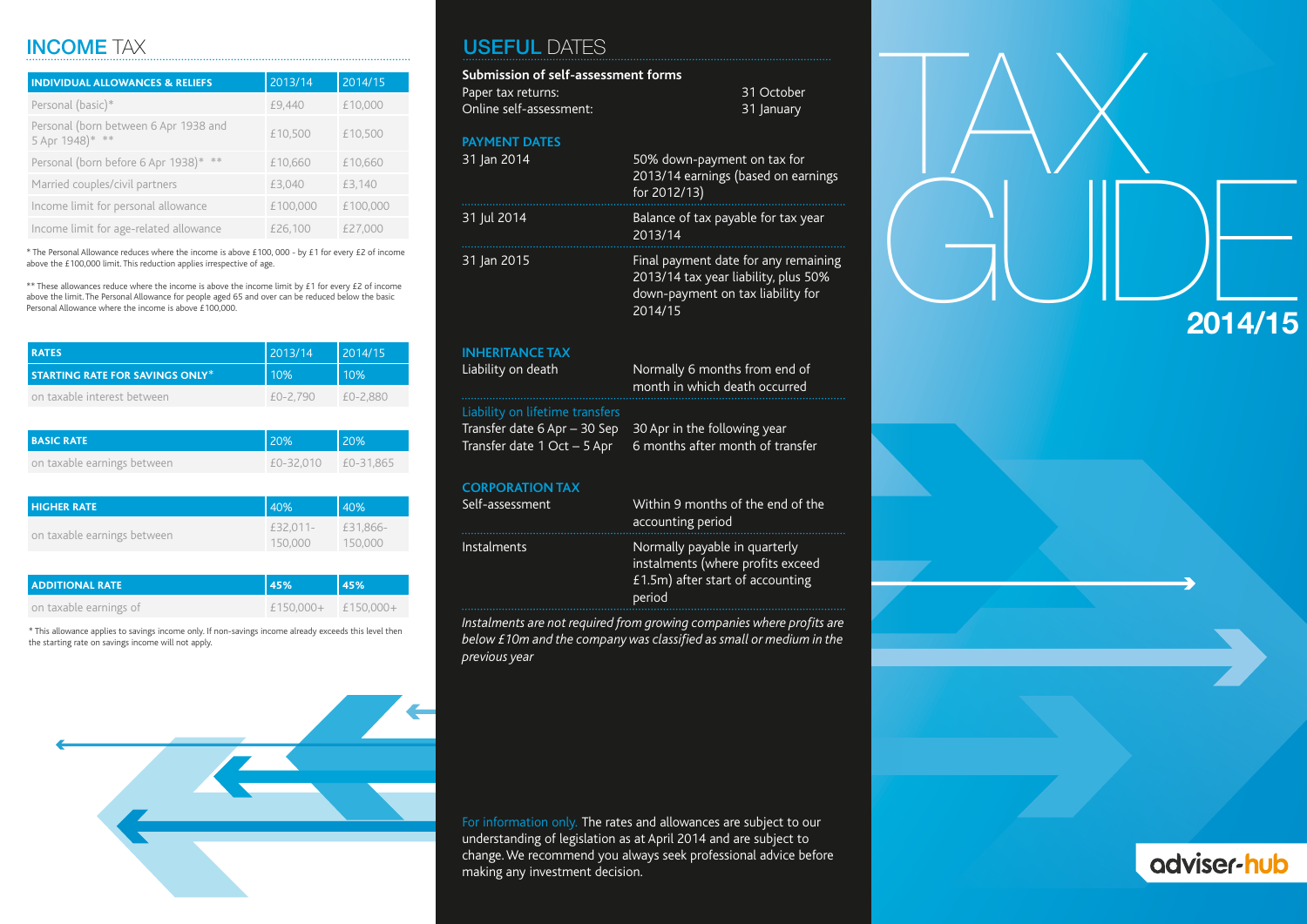## INCOME TAX

| INDIVIDUAL ALLOWANCES & RELIEFS | 2013/14 | 2014/15 |
|---|---|---|
| Personal (basic)* | £9,440 | £10,000 |
| Personal (born between 6 Apr 1938 and 5 Apr 1948)* ** | £10,500 | £10,500 |
| Personal (born before 6 Apr 1938)* ** | £10,660 | £10,660 |
| Married couples/civil partners | £3,040 | £3,140 |
| Income limit for personal allowance | £100,000 | £100,000 |
| Income limit for age-related allowance | £26,100 | £27,000 |

* The Personal Allowance reduces where the income is above £100, 000 - by £1 for every £2 of income above the £100,000 limit. This reduction applies irrespective of age.

** These allowances reduce where the income is above the income limit by £1 for every £2 of income above the limit. The Personal Allowance for people aged 65 and over can be reduced below the basic Personal Allowance where the income is above £100,000.

| RATES | 2013/14 | 2014/15 |
|---|---|---|
| **STARTING RATE FOR SAVINGS ONLY*** | 10% | 10% |
| on taxable interest between | £0-2,790 | £0-2,880 |

| BASIC RATE | 20% | 20% |
|---|---|---|
| on taxable earnings between | £0-32,010 | £0-31,865 |

| HIGHER RATE | 40% | 40% |
|---|---|---|
| on taxable earnings between | £32,011-150,000 | £31,866-150,000 |

| ADDITIONAL RATE | 45% | 45% |
|---|---|---|
| on taxable earnings of | £150,000+ | £150,000+ |

* This allowance applies to savings income only. If non-savings income already exceeds this level then the starting rate on savings income will not apply.

## USEFUL DATES

**Submission of self-assessment forms**

| | |
|---|---|
| Paper tax returns: | 31 October |
| Online self-assessment: | 31 January |

### PAYMENT DATES

| | |
|---|---|
| 31 Jan 2014 | 50% down-payment on tax for 2013/14 earnings (based on earnings for 2012/13) |
| 31 Jul 2014 | Balance of tax payable for tax year 2013/14 |
| 31 Jan 2015 | Final payment date for any remaining 2013/14 tax year liability, plus 50% down-payment on tax liability for 2014/15 |

### INHERITANCE TAX

| | |
|---|---|
| Liability on death | Normally 6 months from end of month in which death occurred |

Liability on lifetime transfers

| | |
|---|---|
| Transfer date 6 Apr – 30 Sep | 30 Apr in the following year |
| Transfer date 1 Oct – 5 Apr | 6 months after month of transfer |

### CORPORATION TAX

| | |
|---|---|
| Self-assessment | Within 9 months of the end of the accounting period |
| Instalments | Normally payable in quarterly instalments (where profits exceed £1.5m) after start of accounting period |

*Instalments are not required from growing companies where profits are below £10m and the company was classified as small or medium in the previous year*

For information only. The rates and allowances are subject to our understanding of legislation as at April 2014 and are subject to change. We recommend you always seek professional advice before making any investment decision.

# TAX GUIDE 2014/15

adviser-hub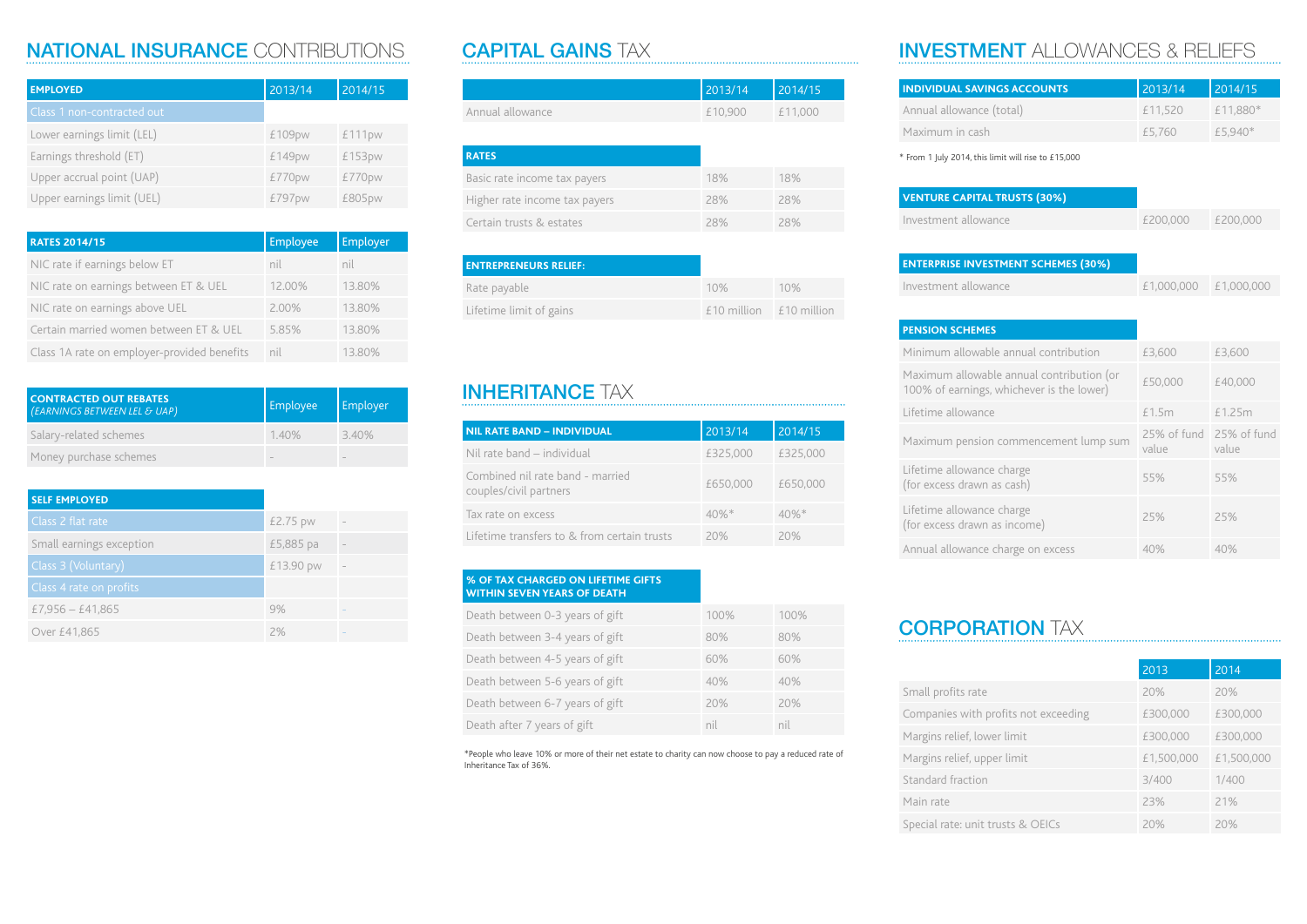## NATIONAL INSURANCE CONTRIBUTIONS

| EMPLOYED | 2013/14 | 2014/15 |
|---|---|---|
| Class 1 non-contracted out | | |
| Lower earnings limit (LEL) | £109pw | £111pw |
| Earnings threshold (ET) | £149pw | £153pw |
| Upper accrual point (UAP) | £770pw | £770pw |
| Upper earnings limit (UEL) | £797pw | £805pw |

| RATES 2014/15 | Employee | Employer |
|---|---|---|
| NIC rate if earnings below ET | nil | nil |
| NIC rate on earnings between ET & UEL | 12.00% | 13.80% |
| NIC rate on earnings above UEL | 2.00% | 13.80% |
| Certain married women between ET & UEL | 5.85% | 13.80% |
| Class 1A rate on employer-provided benefits | nil | 13.80% |

| CONTRACTED OUT REBATES *(EARNINGS BETWEEN LEL & UAP)* | Employee | Employer |
|---|---|---|
| Salary-related schemes | 1.40% | 3.40% |
| Money purchase schemes | - | - |

| SELF EMPLOYED | | |
|---|---|---|
| Class 2 flat rate | £2.75 pw | - |
| Small earnings exception | £5,885 pa | - |
| Class 3 (Voluntary) | £13.90 pw | - |
| Class 4 rate on profits | | |
| £7,956 – £41,865 | 9% | - |
| Over £41,865 | 2% | - |

## CAPITAL GAINS TAX

| | 2013/14 | 2014/15 |
|---|---|---|
| Annual allowance | £10,900 | £11,000 |

| RATES | | |
|---|---|---|
| Basic rate income tax payers | 18% | 18% |
| Higher rate income tax payers | 28% | 28% |
| Certain trusts & estates | 28% | 28% |

| ENTREPRENEURS RELIEF: | | |
|---|---|---|
| Rate payable | 10% | 10% |
| Lifetime limit of gains | £10 million | £10 million |

## INHERITANCE TAX

| NIL RATE BAND – INDIVIDUAL | 2013/14 | 2014/15 |
|---|---|---|
| Nil rate band – individual | £325,000 | £325,000 |
| Combined nil rate band - married couples/civil partners | £650,000 | £650,000 |
| Tax rate on excess | 40%* | 40%* |
| Lifetime transfers to & from certain trusts | 20% | 20% |

| % OF TAX CHARGED ON LIFETIME GIFTS WITHIN SEVEN YEARS OF DEATH | | |
|---|---|---|
| Death between 0-3 years of gift | 100% | 100% |
| Death between 3-4 years of gift | 80% | 80% |
| Death between 4-5 years of gift | 60% | 60% |
| Death between 5-6 years of gift | 40% | 40% |
| Death between 6-7 years of gift | 20% | 20% |
| Death after 7 years of gift | nil | nil |

*People who leave 10% or more of their net estate to charity can now choose to pay a reduced rate of Inheritance Tax of 36%.

## INVESTMENT ALLOWANCES & RELIEFS

| INDIVIDUAL SAVINGS ACCOUNTS | 2013/14 | 2014/15 |
|---|---|---|
| Annual allowance (total) | £11,520 | £11,880* |
| Maximum in cash | £5,760 | £5,940* |

* From 1 July 2014, this limit will rise to £15,000

| VENTURE CAPITAL TRUSTS (30%) | | |
|---|---|---|
| Investment allowance | £200,000 | £200,000 |

| ENTERPRISE INVESTMENT SCHEMES (30%) | | |
|---|---|---|
| Investment allowance | £1,000,000 | £1,000,000 |

| PENSION SCHEMES | | |
|---|---|---|
| Minimum allowable annual contribution | £3,600 | £3,600 |
| Maximum allowable annual contribution (or 100% of earnings, whichever is the lower) | £50,000 | £40,000 |
| Lifetime allowance | £1.5m | £1.25m |
| Maximum pension commencement lump sum | 25% of fund value | 25% of fund value |
| Lifetime allowance charge (for excess drawn as cash) | 55% | 55% |
| Lifetime allowance charge (for excess drawn as income) | 25% | 25% |
| Annual allowance charge on excess | 40% | 40% |

## CORPORATION TAX

| | 2013 | 2014 |
|---|---|---|
| Small profits rate | 20% | 20% |
| Companies with profits not exceeding | £300,000 | £300,000 |
| Margins relief, lower limit | £300,000 | £300,000 |
| Margins relief, upper limit | £1,500,000 | £1,500,000 |
| Standard fraction | 3/400 | 1/400 |
| Main rate | 23% | 21% |
| Special rate: unit trusts & OEICs | 20% | 20% |